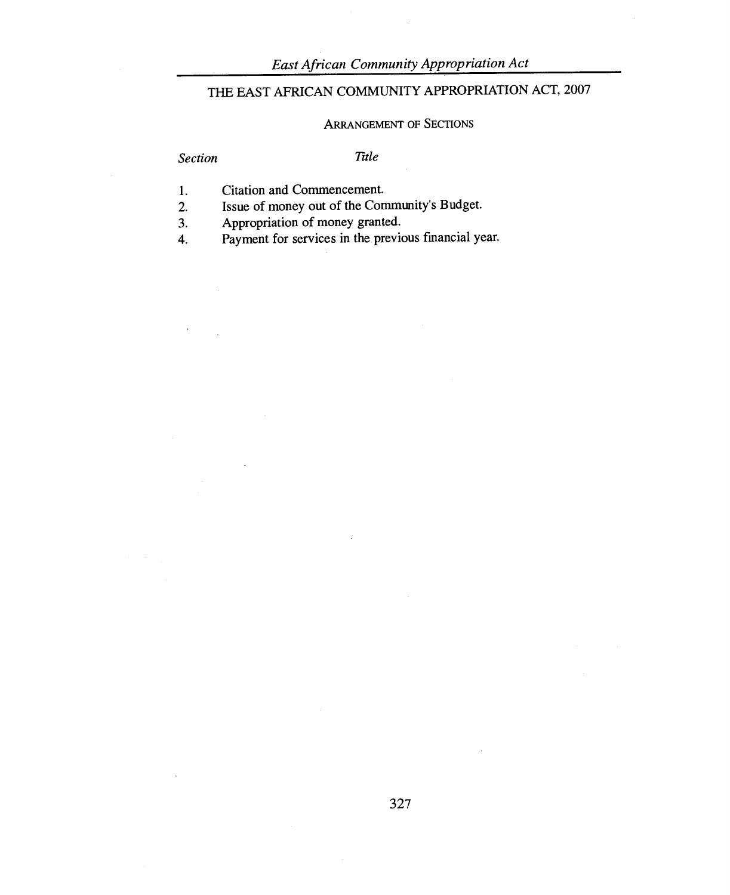# THE EAST AFRICAN COMMUNITY APPROPRIATION ACT, 2007

## ARRANGEMENT OF SECTIONS

| *Section* | *Title* |
|---|---|
| 1. | Citation and Commencement. |
| 2. | Issue of money out of the Community's Budget. |
| 3. | Appropriation of money granted. |
| 4. | Payment for services in the previous financial year. |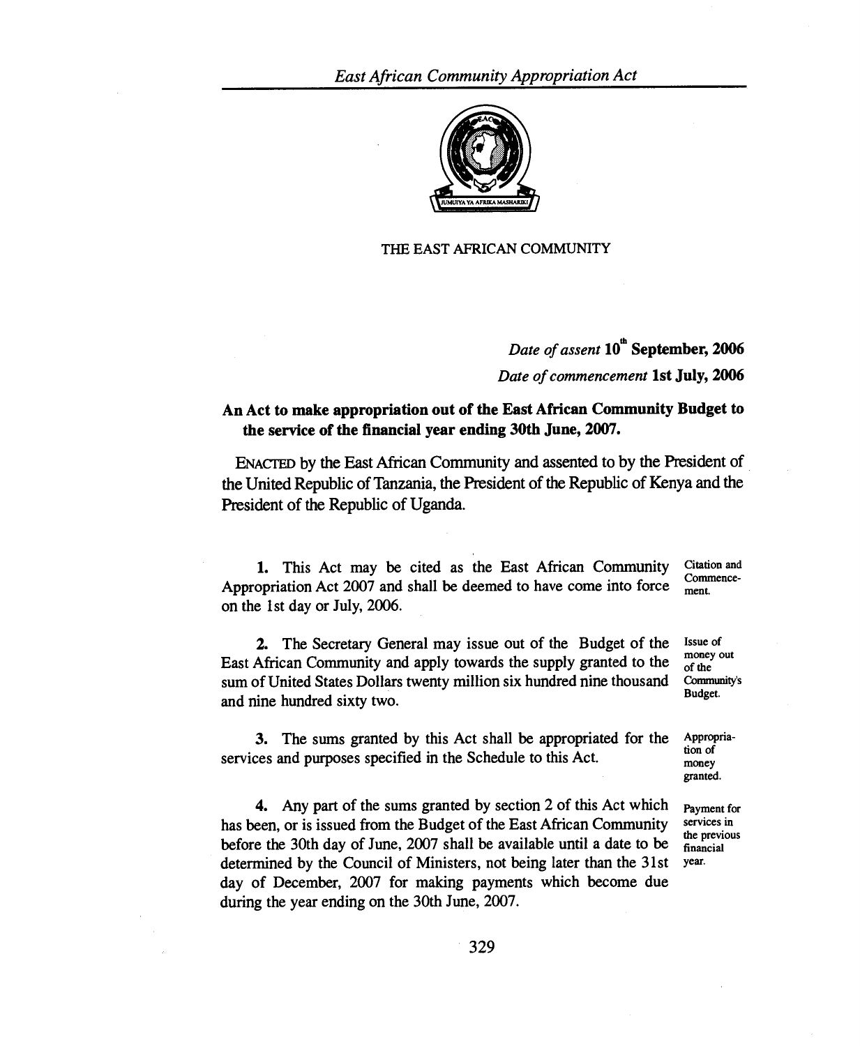THE EAST AFRICAN COMMUNITY

*Date of assent* **10th September, 2006**

*Date of commencement* **1st July, 2006**

**An Act to make appropriation out of the East African Community Budget to the service of the financial year ending 30th June, 2007.**

ENACTED by the East African Community and assented to by the President of the United Republic of Tanzania, the President of the Republic of Kenya and the President of the Republic of Uganda.

Citation and Commencement.

**1.** This Act may be cited as the East African Community Appropriation Act 2007 and shall be deemed to have come into force on the 1st day or July, 2006.

Issue of money out of the Community's Budget.

**2.** The Secretary General may issue out of the Budget of the East African Community and apply towards the supply granted to the sum of United States Dollars twenty million six hundred nine thousand and nine hundred sixty two.

Appropriation of money granted.

**3.** The sums granted by this Act shall be appropriated for the services and purposes specified in the Schedule to this Act.

Payment for services in the previous financial year.

**4.** Any part of the sums granted by section 2 of this Act which has been, or is issued from the Budget of the East African Community before the 30th day of June, 2007 shall be available until a date to be determined by the Council of Ministers, not being later than the 31st day of December, 2007 for making payments which become due during the year ending on the 30th June, 2007.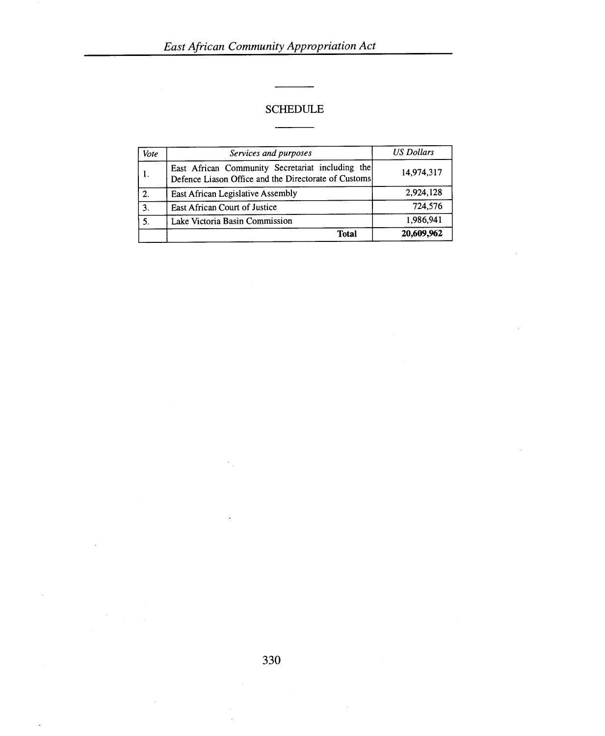## SCHEDULE

| *Vote* | *Services and purposes* | *US Dollars* |
|---|---|---|
| 1. | East African Community Secretariat including the Defence Liason Office and the Directorate of Customs | 14,974,317 |
| 2. | East African Legislative Assembly | 2,924,128 |
| 3. | East African Court of Justice | 724,576 |
| 5. | Lake Victoria Basin Commission | 1,986,941 |
| | **Total** | **20,609,962** |